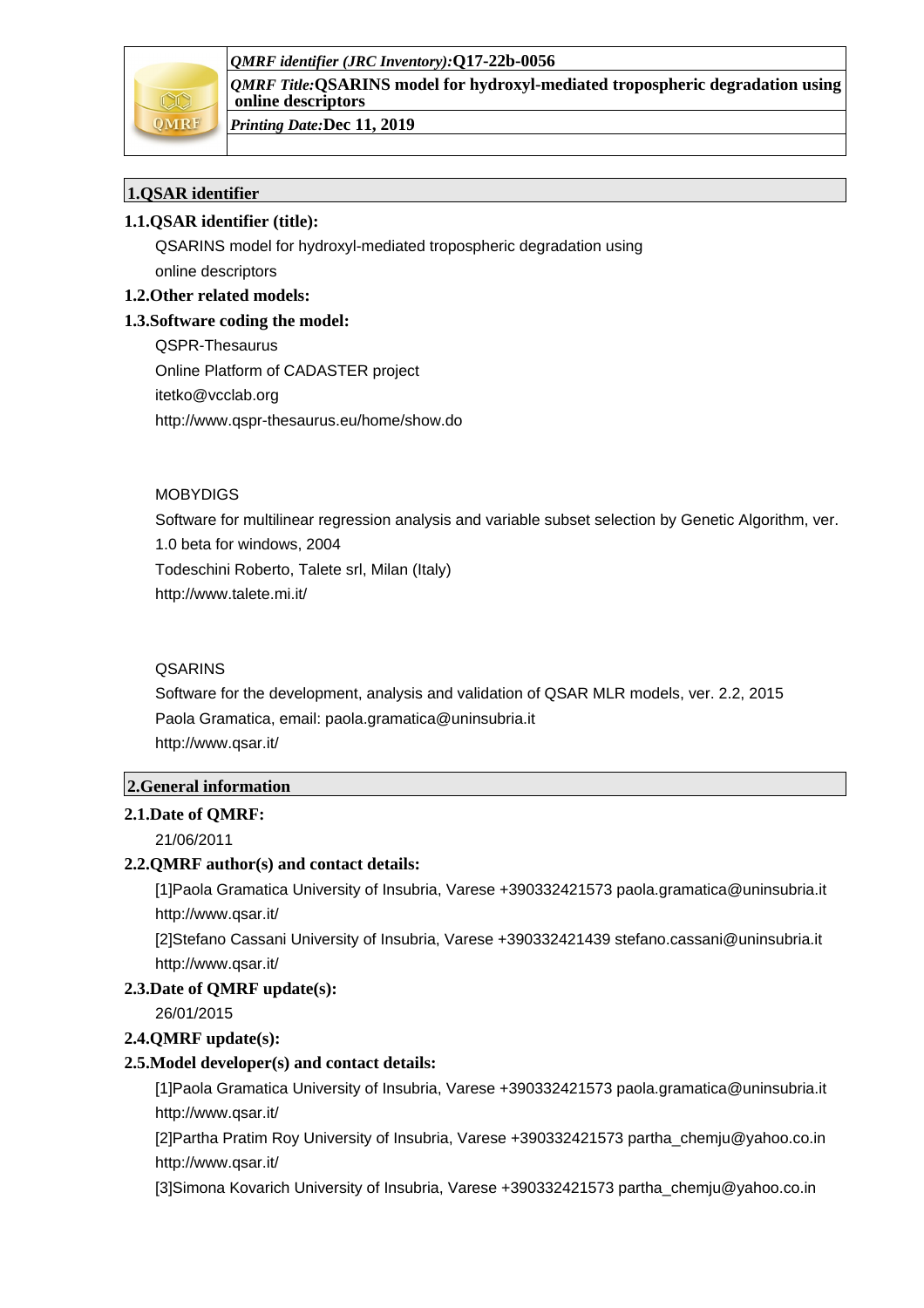| *QMRF identifier (JRC Inventory):* **Q17-22b-0056** |
| --- |
| *QMRF Title:* **QSARINS model for hydroxyl-mediated tropospheric degradation using online descriptors** |
| *Printing Date:* **Dec 11, 2019** |

## 1.QSAR identifier

### 1.1.QSAR identifier (title):

QSARINS model for hydroxyl-mediated tropospheric degradation using online descriptors

### 1.2.Other related models:

### 1.3.Software coding the model:

QSPR-Thesaurus

Online Platform of CADASTER project

itetko@vcclab.org

http://www.qspr-thesaurus.eu/home/show.do

MOBYDIGS

Software for multilinear regression analysis and variable subset selection by Genetic Algorithm, ver. 1.0 beta for windows, 2004

Todeschini Roberto, Talete srl, Milan (Italy)

http://www.talete.mi.it/

QSARINS

Software for the development, analysis and validation of QSAR MLR models, ver. 2.2, 2015

Paola Gramatica, email: paola.gramatica@uninsubria.it

http://www.qsar.it/

## 2.General information

### 2.1.Date of QMRF:

21/06/2011

### 2.2.QMRF author(s) and contact details:

[1]Paola Gramatica University of Insubria, Varese +390332421573 paola.gramatica@uninsubria.it http://www.qsar.it/

[2]Stefano Cassani University of Insubria, Varese +390332421439 stefano.cassani@uninsubria.it http://www.qsar.it/

### 2.3.Date of QMRF update(s):

26/01/2015

### 2.4.QMRF update(s):

### 2.5.Model developer(s) and contact details:

[1]Paola Gramatica University of Insubria, Varese +390332421573 paola.gramatica@uninsubria.it http://www.qsar.it/

[2]Partha Pratim Roy University of Insubria, Varese +390332421573 partha_chemju@yahoo.co.in http://www.qsar.it/

[3]Simona Kovarich University of Insubria, Varese +390332421573 partha_chemju@yahoo.co.in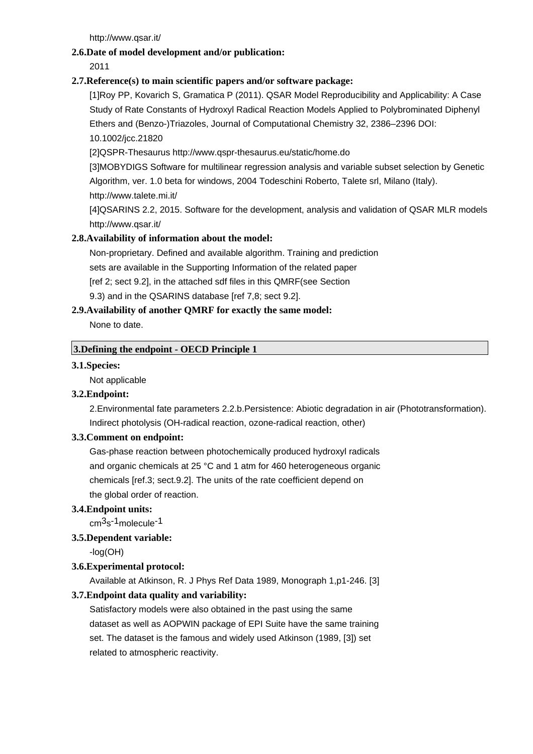http://www.qsar.it/

**2.6.Date of model development and/or publication:**

2011

**2.7.Reference(s) to main scientific papers and/or software package:**

[1]Roy PP, Kovarich S, Gramatica P (2011). QSAR Model Reproducibility and Applicability: A Case Study of Rate Constants of Hydroxyl Radical Reaction Models Applied to Polybrominated Diphenyl Ethers and (Benzo-)Triazoles, Journal of Computational Chemistry 32, 2386–2396 DOI: 10.1002/jcc.21820

[2]QSPR-Thesaurus http://www.qspr-thesaurus.eu/static/home.do

[3]MOBYDIGS Software for multilinear regression analysis and variable subset selection by Genetic Algorithm, ver. 1.0 beta for windows, 2004 Todeschini Roberto, Talete srl, Milano (Italy). http://www.talete.mi.it/

[4]QSARINS 2.2, 2015. Software for the development, analysis and validation of QSAR MLR models http://www.qsar.it/

**2.8.Availability of information about the model:**

Non-proprietary. Defined and available algorithm. Training and prediction sets are available in the Supporting Information of the related paper [ref 2; sect 9.2], in the attached sdf files in this QMRF(see Section 9.3) and in the QSARINS database [ref 7,8; sect 9.2].

**2.9.Availability of another QMRF for exactly the same model:**

None to date.

## 3.Defining the endpoint - OECD Principle 1

**3.1.Species:**

Not applicable

**3.2.Endpoint:**

2.Environmental fate parameters 2.2.b.Persistence: Abiotic degradation in air (Phototransformation). Indirect photolysis (OH-radical reaction, ozone-radical reaction, other)

**3.3.Comment on endpoint:**

Gas-phase reaction between photochemically produced hydroxyl radicals and organic chemicals at 25 °C and 1 atm for 460 heterogeneous organic chemicals [ref.3; sect.9.2]. The units of the rate coefficient depend on the global order of reaction.

**3.4.Endpoint units:**

$cm^3 s^{-1} molecule^{-1}$

**3.5.Dependent variable:**

-log(OH)

**3.6.Experimental protocol:**

Available at Atkinson, R. J Phys Ref Data 1989, Monograph 1,p1-246. [3]

**3.7.Endpoint data quality and variability:**

Satisfactory models were also obtained in the past using the same dataset as well as AOPWIN package of EPI Suite have the same training set. The dataset is the famous and widely used Atkinson (1989, [3]) set related to atmospheric reactivity.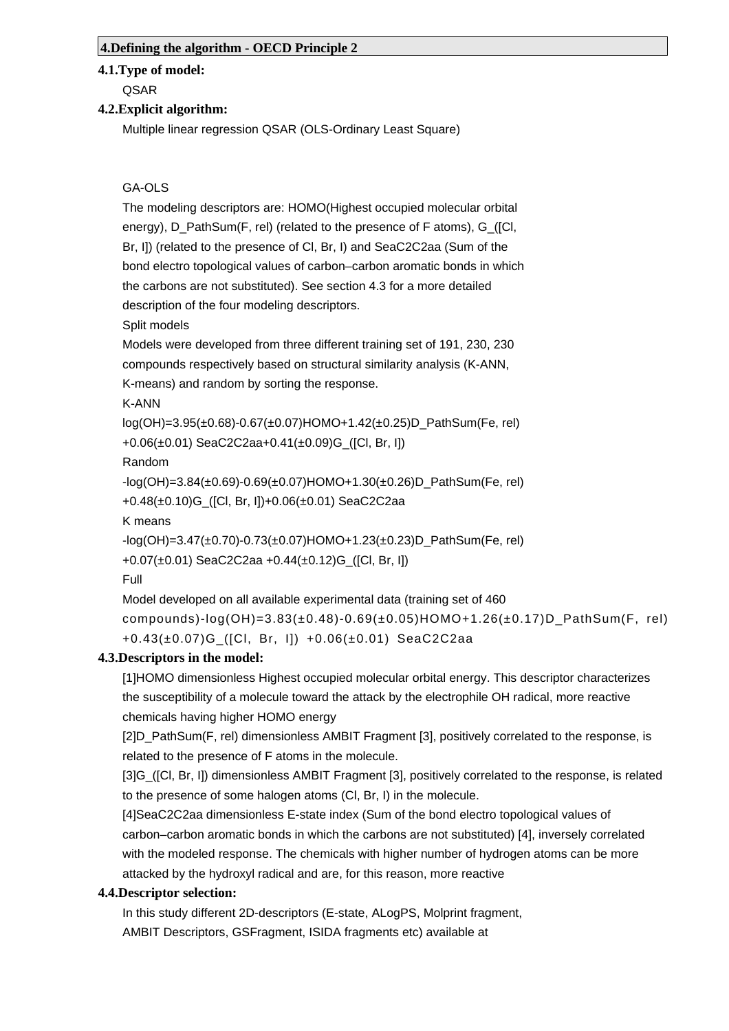## 4.Defining the algorithm - OECD Principle 2

### 4.1.Type of model:

QSAR

### 4.2.Explicit algorithm:

Multiple linear regression QSAR (OLS-Ordinary Least Square)

GA-OLS

The modeling descriptors are: HOMO(Highest occupied molecular orbital energy), D_PathSum(F, rel) (related to the presence of F atoms), G_([Cl, Br, I]) (related to the presence of Cl, Br, I) and SeaC2C2aa (Sum of the bond electro topological values of carbon–carbon aromatic bonds in which the carbons are not substituted). See section 4.3 for a more detailed description of the four modeling descriptors.

Split models

Models were developed from three different training set of 191, 230, 230 compounds respectively based on structural similarity analysis (K-ANN, K-means) and random by sorting the response.

K-ANN

log(OH)=3.95(±0.68)-0.67(±0.07)HOMO+1.42(±0.25)D_PathSum(Fe, rel) +0.06(±0.01) SeaC2C2aa+0.41(±0.09)G_([Cl, Br, I])

Random

-log(OH)=3.84(±0.69)-0.69(±0.07)HOMO+1.30(±0.26)D_PathSum(Fe, rel) +0.48(±0.10)G_([Cl, Br, I])+0.06(±0.01) SeaC2C2aa

K means

-log(OH)=3.47(±0.70)-0.73(±0.07)HOMO+1.23(±0.23)D_PathSum(Fe, rel) +0.07(±0.01) SeaC2C2aa +0.44(±0.12)G_([Cl, Br, I])

Full

Model developed on all available experimental data (training set of 460 compounds)-log(OH)=3.83(±0.48)-0.69(±0.05)HOMO+1.26(±0.17)D_PathSum(F, rel) +0.43(±0.07)G_([Cl, Br, I]) +0.06(±0.01) SeaC2C2aa

### 4.3.Descriptors in the model:

[1]HOMO dimensionless Highest occupied molecular orbital energy. This descriptor characterizes the susceptibility of a molecule toward the attack by the electrophile OH radical, more reactive chemicals having higher HOMO energy

[2]D_PathSum(F, rel) dimensionless AMBIT Fragment [3], positively correlated to the response, is related to the presence of F atoms in the molecule.

[3]G_([Cl, Br, I]) dimensionless AMBIT Fragment [3], positively correlated to the response, is related to the presence of some halogen atoms (Cl, Br, I) in the molecule.

[4]SeaC2C2aa dimensionless E-state index (Sum of the bond electro topological values of carbon–carbon aromatic bonds in which the carbons are not substituted) [4], inversely correlated with the modeled response. The chemicals with higher number of hydrogen atoms can be more attacked by the hydroxyl radical and are, for this reason, more reactive

### 4.4.Descriptor selection:

In this study different 2D-descriptors (E-state, ALogPS, Molprint fragment, AMBIT Descriptors, GSFragment, ISIDA fragments etc) available at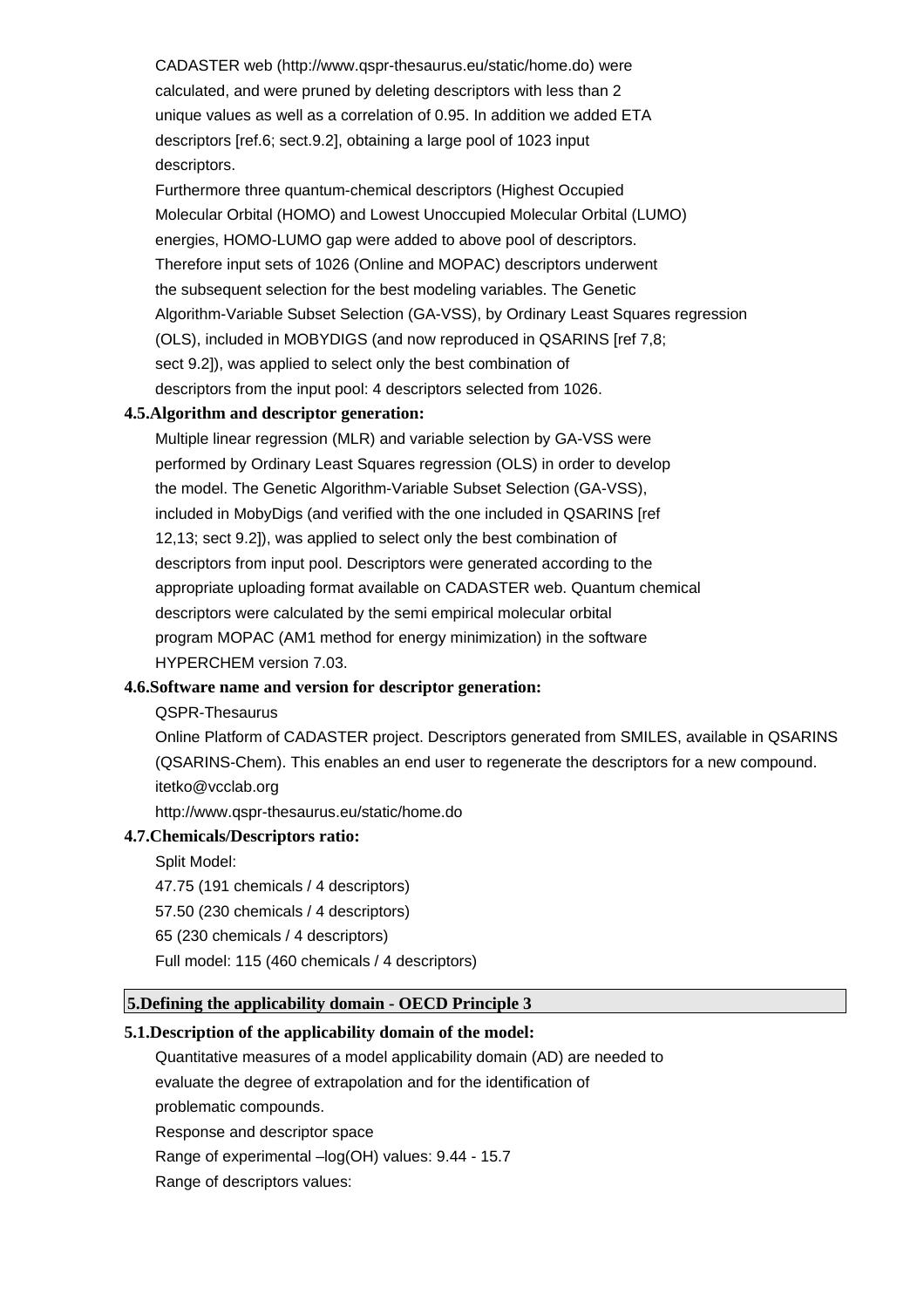CADASTER web (http://www.qspr-thesaurus.eu/static/home.do) were calculated, and were pruned by deleting descriptors with less than 2 unique values as well as a correlation of 0.95. In addition we added ETA descriptors [ref.6; sect.9.2], obtaining a large pool of 1023 input descriptors.

Furthermore three quantum-chemical descriptors (Highest Occupied Molecular Orbital (HOMO) and Lowest Unoccupied Molecular Orbital (LUMO) energies, HOMO-LUMO gap were added to above pool of descriptors. Therefore input sets of 1026 (Online and MOPAC) descriptors underwent the subsequent selection for the best modeling variables. The Genetic Algorithm-Variable Subset Selection (GA-VSS), by Ordinary Least Squares regression (OLS), included in MOBYDIGS (and now reproduced in QSARINS [ref 7,8; sect 9.2]), was applied to select only the best combination of descriptors from the input pool: 4 descriptors selected from 1026.

**4.5.Algorithm and descriptor generation:**

Multiple linear regression (MLR) and variable selection by GA-VSS were performed by Ordinary Least Squares regression (OLS) in order to develop the model. The Genetic Algorithm-Variable Subset Selection (GA-VSS), included in MobyDigs (and verified with the one included in QSARINS [ref 12,13; sect 9.2]), was applied to select only the best combination of descriptors from input pool. Descriptors were generated according to the appropriate uploading format available on CADASTER web. Quantum chemical descriptors were calculated by the semi empirical molecular orbital program MOPAC (AM1 method for energy minimization) in the software HYPERCHEM version 7.03.

**4.6.Software name and version for descriptor generation:**

QSPR-Thesaurus

Online Platform of CADASTER project. Descriptors generated from SMILES, available in QSARINS (QSARINS-Chem). This enables an end user to regenerate the descriptors for a new compound.

itetko@vcclab.org

http://www.qspr-thesaurus.eu/static/home.do

**4.7.Chemicals/Descriptors ratio:**

Split Model:

47.75 (191 chemicals / 4 descriptors)

57.50 (230 chemicals / 4 descriptors)

65 (230 chemicals / 4 descriptors)

Full model: 115 (460 chemicals / 4 descriptors)

## 5.Defining the applicability domain - OECD Principle 3

**5.1.Description of the applicability domain of the model:**

Quantitative measures of a model applicability domain (AD) are needed to evaluate the degree of extrapolation and for the identification of problematic compounds.

Response and descriptor space

Range of experimental –log(OH) values: 9.44 - 15.7

Range of descriptors values: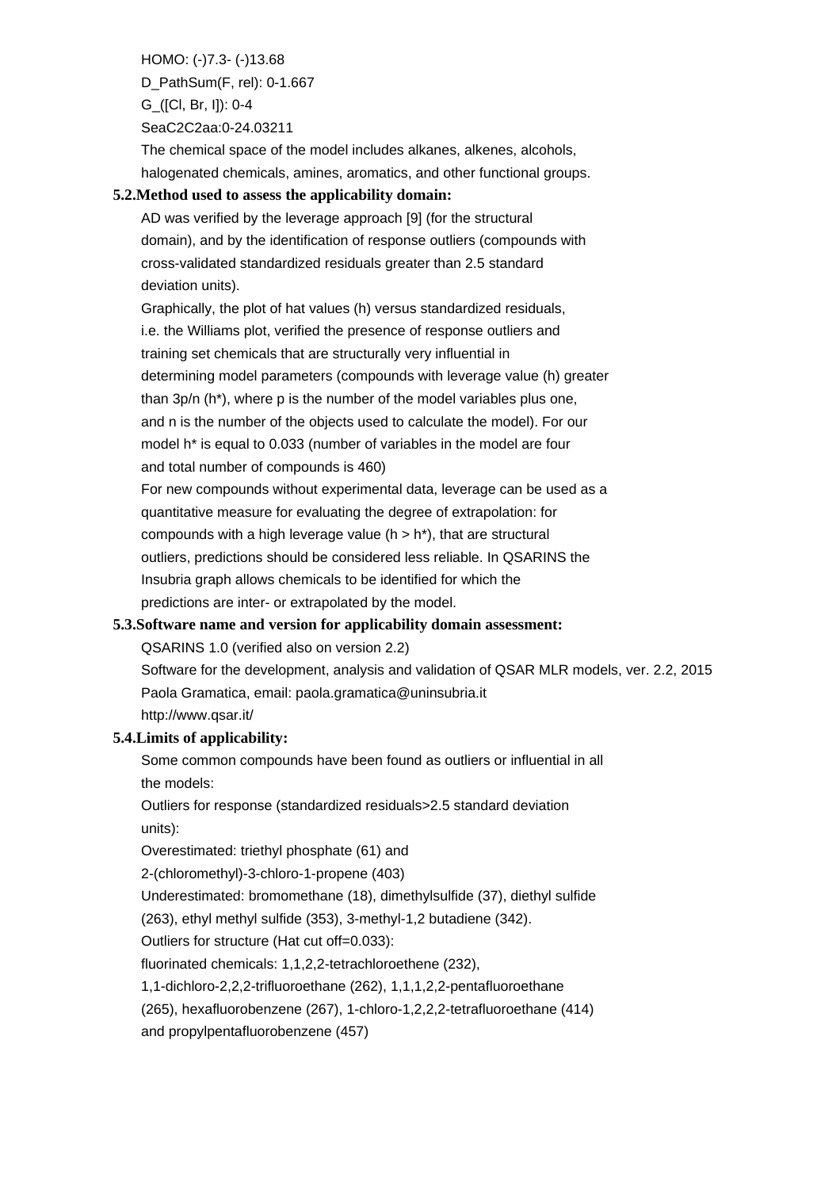HOMO: (-)7.3- (-)13.68

D_PathSum(F, rel): 0-1.667

G_([Cl, Br, I]): 0-4

SeaC2C2aa:0-24.03211

The chemical space of the model includes alkanes, alkenes, alcohols, halogenated chemicals, amines, aromatics, and other functional groups.

### 5.2.Method used to assess the applicability domain:

AD was verified by the leverage approach [9] (for the structural domain), and by the identification of response outliers (compounds with cross-validated standardized residuals greater than 2.5 standard deviation units).

Graphically, the plot of hat values (h) versus standardized residuals, i.e. the Williams plot, verified the presence of response outliers and training set chemicals that are structurally very influential in determining model parameters (compounds with leverage value (h) greater than 3p/n (h*), where p is the number of the model variables plus one, and n is the number of the objects used to calculate the model). For our model h* is equal to 0.033 (number of variables in the model are four and total number of compounds is 460)

For new compounds without experimental data, leverage can be used as a quantitative measure for evaluating the degree of extrapolation: for compounds with a high leverage value (h > h*), that are structural outliers, predictions should be considered less reliable. In QSARINS the Insubria graph allows chemicals to be identified for which the predictions are inter- or extrapolated by the model.

### 5.3.Software name and version for applicability domain assessment:

QSARINS 1.0 (verified also on version 2.2)

Software for the development, analysis and validation of QSAR MLR models, ver. 2.2, 2015

Paola Gramatica, email: paola.gramatica@uninsubria.it

http://www.qsar.it/

### 5.4.Limits of applicability:

Some common compounds have been found as outliers or influential in all the models:

Outliers for response (standardized residuals>2.5 standard deviation units):

Overestimated: triethyl phosphate (61) and

2-(chloromethyl)-3-chloro-1-propene (403)

Underestimated: bromomethane (18), dimethylsulfide (37), diethyl sulfide (263), ethyl methyl sulfide (353), 3-methyl-1,2 butadiene (342).

Outliers for structure (Hat cut off=0.033):

fluorinated chemicals: 1,1,2,2-tetrachloroethene (232),

1,1-dichloro-2,2,2-trifluoroethane (262), 1,1,1,2,2-pentafluoroethane (265), hexafluorobenzene (267), 1-chloro-1,2,2,2-tetrafluoroethane (414) and propylpentafluorobenzene (457)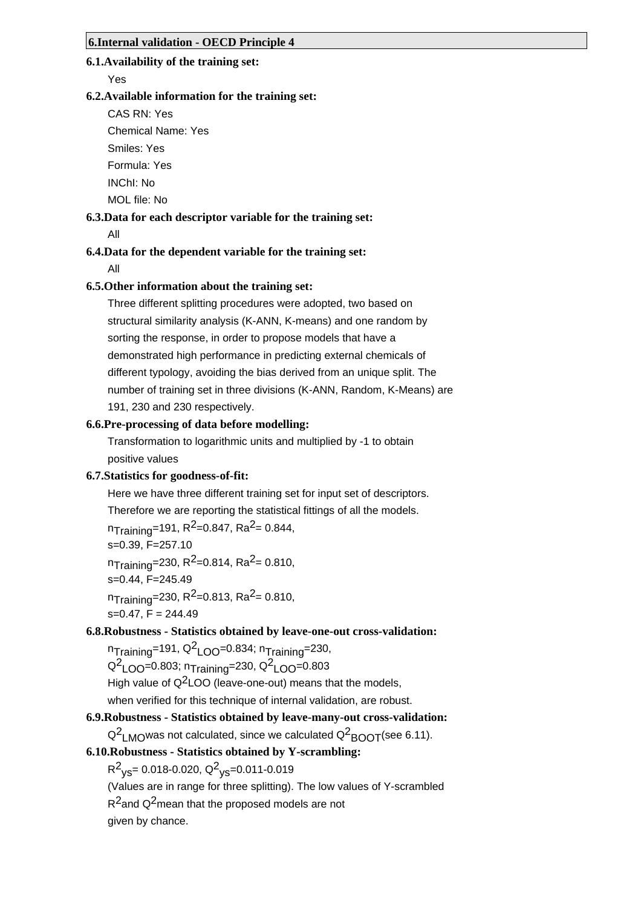## 6.Internal validation - OECD Principle 4

### 6.1.Availability of the training set:

Yes

### 6.2.Available information for the training set:

CAS RN: Yes

Chemical Name: Yes

Smiles: Yes

Formula: Yes

INChI: No

MOL file: No

### 6.3.Data for each descriptor variable for the training set:

All

### 6.4.Data for the dependent variable for the training set:

All

### 6.5.Other information about the training set:

Three different splitting procedures were adopted, two based on structural similarity analysis (K-ANN, K-means) and one random by sorting the response, in order to propose models that have a demonstrated high performance in predicting external chemicals of different typology, avoiding the bias derived from an unique split. The number of training set in three divisions (K-ANN, Random, K-Means) are 191, 230 and 230 respectively.

### 6.6.Pre-processing of data before modelling:

Transformation to logarithmic units and multiplied by -1 to obtain positive values

### 6.7.Statistics for goodness-of-fit:

Here we have three different training set for input set of descriptors. Therefore we are reporting the statistical fittings of all the models.

$n_{Training}$=191, $R^2$=0.847, $Ra^2$= 0.844,
s=0.39, F=257.10

$n_{Training}$=230, $R^2$=0.814, $Ra^2$= 0.810,
s=0.44, F=245.49

$n_{Training}$=230, $R^2$=0.813, $Ra^2$= 0.810,
s=0.47, F = 244.49

### 6.8.Robustness - Statistics obtained by leave-one-out cross-validation:

$n_{Training}$=191, $Q^2_{LOO}$=0.834; $n_{Training}$=230, $Q^2_{LOO}$=0.803; $n_{Training}$=230, $Q^2_{LOO}$=0.803

High value of $Q^2$LOO (leave-one-out) means that the models, when verified for this technique of internal validation, are robust.

### 6.9.Robustness - Statistics obtained by leave-many-out cross-validation:

$Q^2_{LMO}$was not calculated, since we calculated $Q^2_{BOOT}$(see 6.11).

### 6.10.Robustness - Statistics obtained by Y-scrambling:

$R^2_{ys}$= 0.018-0.020, $Q^2_{ys}$=0.011-0.019

(Values are in range for three splitting). The low values of Y-scrambled $R^2$and $Q^2$mean that the proposed models are not given by chance.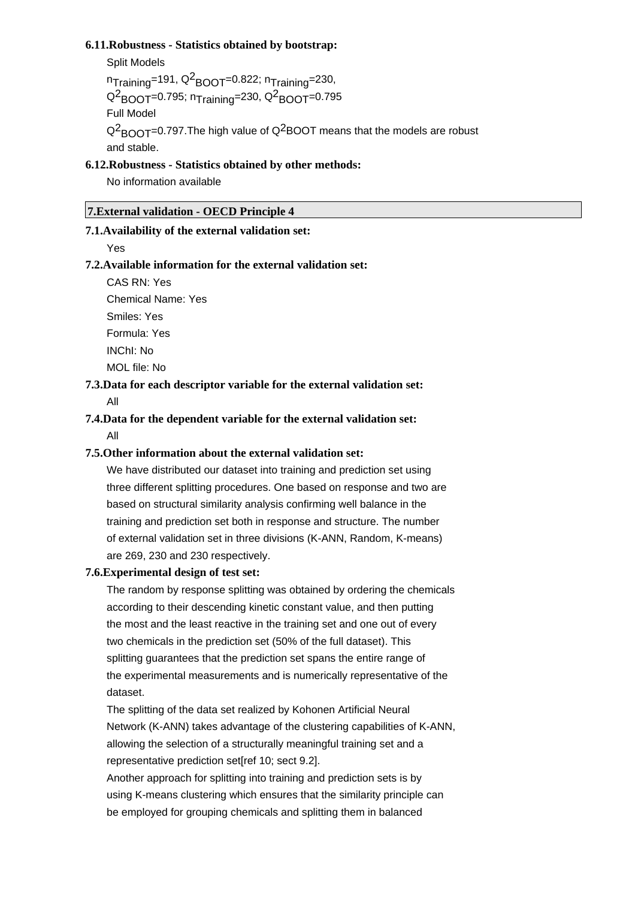### 6.11.Robustness - Statistics obtained by bootstrap:

Split Models

$n_{Training}$=191, $Q^2_{BOOT}$=0.822; $n_{Training}$=230, $Q^2_{BOOT}$=0.795; $n_{Training}$=230, $Q^2_{BOOT}$=0.795

Full Model

$Q^2_{BOOT}$=0.797.The high value of $Q^2$BOOT means that the models are robust and stable.

### 6.12.Robustness - Statistics obtained by other methods:

No information available

## 7.External validation - OECD Principle 4

### 7.1.Availability of the external validation set:

Yes

### 7.2.Available information for the external validation set:

CAS RN: Yes

Chemical Name: Yes

Smiles: Yes

Formula: Yes

INChI: No

MOL file: No

### 7.3.Data for each descriptor variable for the external validation set:

All

### 7.4.Data for the dependent variable for the external validation set:

All

### 7.5.Other information about the external validation set:

We have distributed our dataset into training and prediction set using three different splitting procedures. One based on response and two are based on structural similarity analysis confirming well balance in the training and prediction set both in response and structure. The number of external validation set in three divisions (K-ANN, Random, K-means) are 269, 230 and 230 respectively.

### 7.6.Experimental design of test set:

The random by response splitting was obtained by ordering the chemicals according to their descending kinetic constant value, and then putting the most and the least reactive in the training set and one out of every two chemicals in the prediction set (50% of the full dataset). This splitting guarantees that the prediction set spans the entire range of the experimental measurements and is numerically representative of the dataset.

The splitting of the data set realized by Kohonen Artificial Neural Network (K-ANN) takes advantage of the clustering capabilities of K-ANN, allowing the selection of a structurally meaningful training set and a representative prediction set[ref 10; sect 9.2].

Another approach for splitting into training and prediction sets is by using K-means clustering which ensures that the similarity principle can be employed for grouping chemicals and splitting them in balanced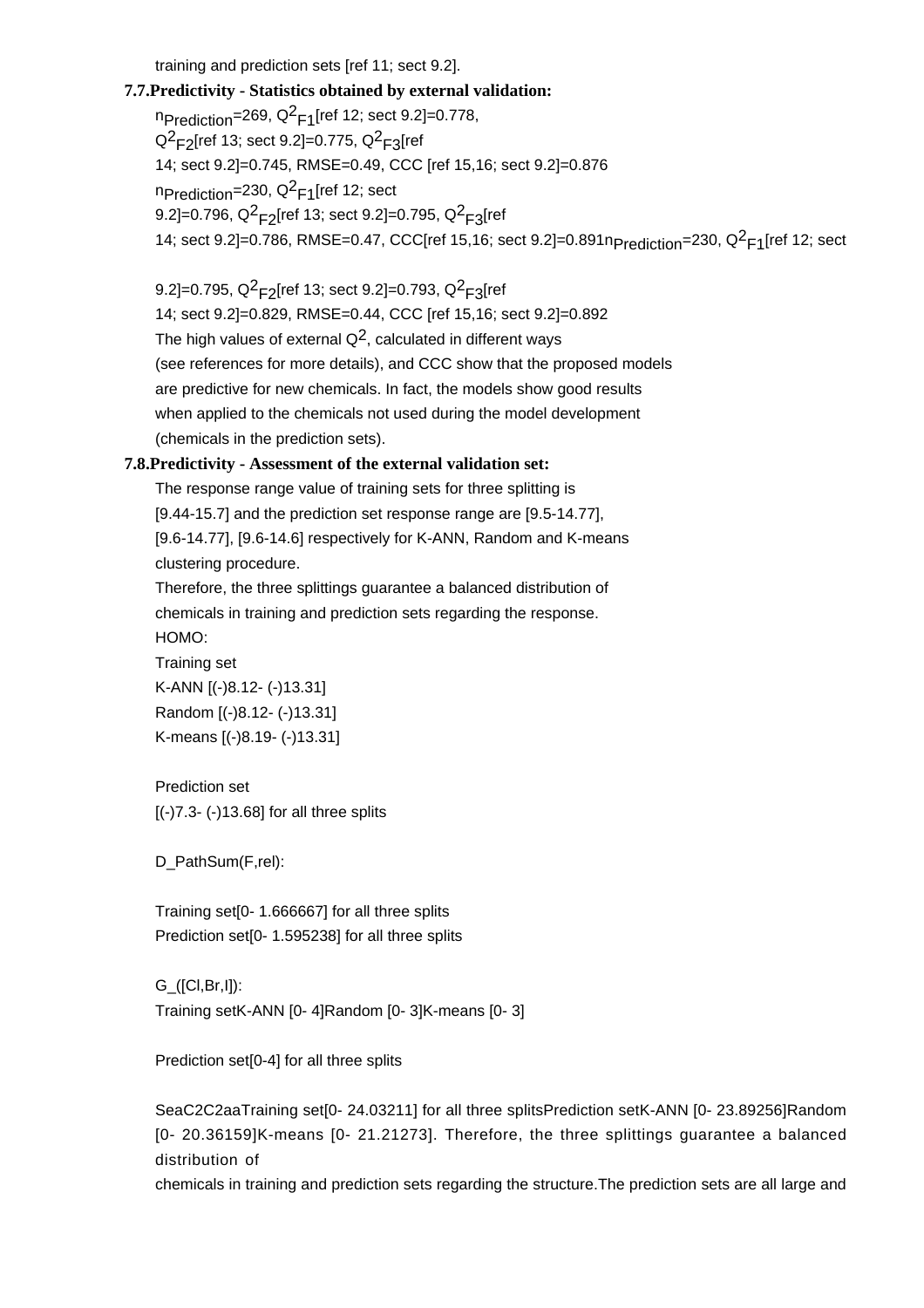training and prediction sets [ref 11; sect 9.2].

**7.7.Predictivity - Statistics obtained by external validation:**

$n_{Prediction}$=269, $Q^2_{F1}$[ref 12; sect 9.2]=0.778,
$Q^2_{F2}$[ref 13; sect 9.2]=0.775, $Q^2_{F3}$[ref
14; sect 9.2]=0.745, RMSE=0.49, CCC [ref 15,16; sect 9.2]=0.876
$n_{Prediction}$=230, $Q^2_{F1}$[ref 12; sect
9.2]=0.796, $Q^2_{F2}$[ref 13; sect 9.2]=0.795, $Q^2_{F3}$[ref
14; sect 9.2]=0.786, RMSE=0.47, CCC[ref 15,16; sect 9.2]=0.891$n_{Prediction}$=230, $Q^2_{F1}$[ref 12; sect

9.2]=0.795, $Q^2_{F2}$[ref 13; sect 9.2]=0.793, $Q^2_{F3}$[ref
14; sect 9.2]=0.829, RMSE=0.44, CCC [ref 15,16; sect 9.2]=0.892
The high values of external $Q^2$, calculated in different ways
(see references for more details), and CCC show that the proposed models
are predictive for new chemicals. In fact, the models show good results
when applied to the chemicals not used during the model development
(chemicals in the prediction sets).

**7.8.Predictivity - Assessment of the external validation set:**

The response range value of training sets for three splitting is
[9.44-15.7] and the prediction set response range are [9.5-14.77],
[9.6-14.77], [9.6-14.6] respectively for K-ANN, Random and K-means
clustering procedure.
Therefore, the three splittings guarantee a balanced distribution of
chemicals in training and prediction sets regarding the response.
HOMO:
Training set
K-ANN [(-)8.12- (-)13.31]
Random [(-)8.12- (-)13.31]
K-means [(-)8.19- (-)13.31]

Prediction set
[(-)7.3- (-)13.68] for all three splits

D_PathSum(F,rel):

Training set[0- 1.666667] for all three splits
Prediction set[0- 1.595238] for all three splits

G_([Cl,Br,I]):
Training setK-ANN [0- 4]Random [0- 3]K-means [0- 3]

Prediction set[0-4] for all three splits

SeaC2C2aaTraining set[0- 24.03211] for all three splitsPrediction setK-ANN [0- 23.89256]Random [0- 20.36159]K-means [0- 21.21273]. Therefore, the three splittings guarantee a balanced distribution of
chemicals in training and prediction sets regarding the structure.The prediction sets are all large and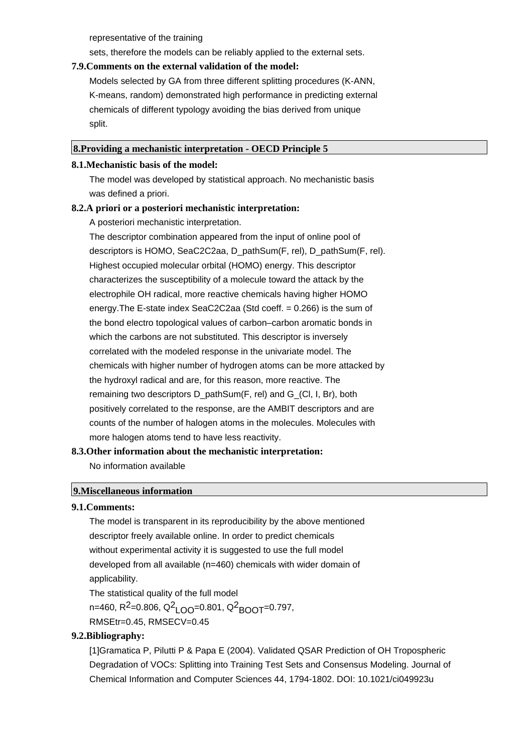representative of the training
sets, therefore the models can be reliably applied to the external sets.

**7.9.Comments on the external validation of the model:**

Models selected by GA from three different splitting procedures (K-ANN, K-means, random) demonstrated high performance in predicting external chemicals of different typology avoiding the bias derived from unique split.

## 8.Providing a mechanistic interpretation - OECD Principle 5

**8.1.Mechanistic basis of the model:**

The model was developed by statistical approach. No mechanistic basis was defined a priori.

**8.2.A priori or a posteriori mechanistic interpretation:**

A posteriori mechanistic interpretation.

The descriptor combination appeared from the input of online pool of descriptors is HOMO, SeaC2C2aa, D_pathSum(F, rel), D_pathSum(F, rel). Highest occupied molecular orbital (HOMO) energy. This descriptor characterizes the susceptibility of a molecule toward the attack by the electrophile OH radical, more reactive chemicals having higher HOMO energy.The E-state index SeaC2C2aa (Std coeff. = 0.266) is the sum of the bond electro topological values of carbon–carbon aromatic bonds in which the carbons are not substituted. This descriptor is inversely correlated with the modeled response in the univariate model. The chemicals with higher number of hydrogen atoms can be more attacked by the hydroxyl radical and are, for this reason, more reactive. The remaining two descriptors D_pathSum(F, rel) and G_(Cl, I, Br), both positively correlated to the response, are the AMBIT descriptors and are counts of the number of halogen atoms in the molecules. Molecules with more halogen atoms tend to have less reactivity.

**8.3.Other information about the mechanistic interpretation:**

No information available

## 9.Miscellaneous information

**9.1.Comments:**

The model is transparent in its reproducibility by the above mentioned descriptor freely available online. In order to predict chemicals without experimental activity it is suggested to use the full model developed from all available (n=460) chemicals with wider domain of applicability.

The statistical quality of the full model
n=460, $R^2$=0.806, $Q^2_{LOO}$=0.801, $Q^2_{BOOT}$=0.797,
RMSEtr=0.45, RMSECV=0.45

**9.2.Bibliography:**

[1]Gramatica P, Pilutti P & Papa E (2004). Validated QSAR Prediction of OH Tropospheric Degradation of VOCs: Splitting into Training Test Sets and Consensus Modeling. Journal of Chemical Information and Computer Sciences 44, 1794-1802. DOI: 10.1021/ci049923u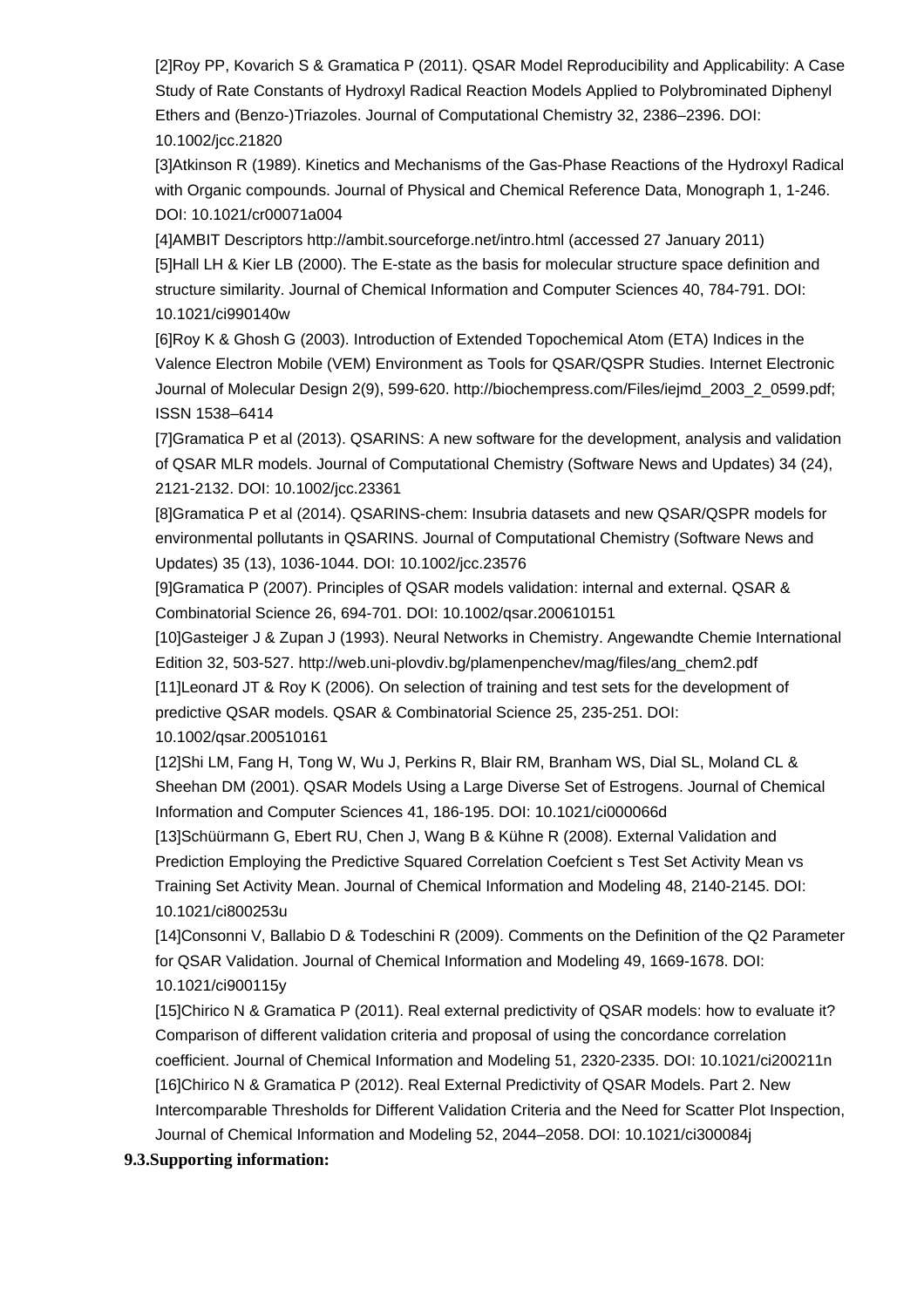[2]Roy PP, Kovarich S & Gramatica P (2011). QSAR Model Reproducibility and Applicability: A Case Study of Rate Constants of Hydroxyl Radical Reaction Models Applied to Polybrominated Diphenyl Ethers and (Benzo-)Triazoles. Journal of Computational Chemistry 32, 2386–2396. DOI: 10.1002/jcc.21820

[3]Atkinson R (1989). Kinetics and Mechanisms of the Gas-Phase Reactions of the Hydroxyl Radical with Organic compounds. Journal of Physical and Chemical Reference Data, Monograph 1, 1-246. DOI: 10.1021/cr00071a004

[4]AMBIT Descriptors http://ambit.sourceforge.net/intro.html (accessed 27 January 2011)

[5]Hall LH & Kier LB (2000). The E-state as the basis for molecular structure space definition and structure similarity. Journal of Chemical Information and Computer Sciences 40, 784-791. DOI: 10.1021/ci990140w

[6]Roy K & Ghosh G (2003). Introduction of Extended Topochemical Atom (ETA) Indices in the Valence Electron Mobile (VEM) Environment as Tools for QSAR/QSPR Studies. Internet Electronic Journal of Molecular Design 2(9), 599-620. http://biochempress.com/Files/iejmd_2003_2_0599.pdf; ISSN 1538–6414

[7]Gramatica P et al (2013). QSARINS: A new software for the development, analysis and validation of QSAR MLR models. Journal of Computational Chemistry (Software News and Updates) 34 (24), 2121-2132. DOI: 10.1002/jcc.23361

[8]Gramatica P et al (2014). QSARINS-chem: Insubria datasets and new QSAR/QSPR models for environmental pollutants in QSARINS. Journal of Computational Chemistry (Software News and Updates) 35 (13), 1036-1044. DOI: 10.1002/jcc.23576

[9]Gramatica P (2007). Principles of QSAR models validation: internal and external. QSAR & Combinatorial Science 26, 694-701. DOI: 10.1002/qsar.200610151

[10]Gasteiger J & Zupan J (1993). Neural Networks in Chemistry. Angewandte Chemie International Edition 32, 503-527. http://web.uni-plovdiv.bg/plamenpenchev/mag/files/ang_chem2.pdf

[11]Leonard JT & Roy K (2006). On selection of training and test sets for the development of predictive QSAR models. QSAR & Combinatorial Science 25, 235-251. DOI: 10.1002/qsar.200510161

[12]Shi LM, Fang H, Tong W, Wu J, Perkins R, Blair RM, Branham WS, Dial SL, Moland CL & Sheehan DM (2001). QSAR Models Using a Large Diverse Set of Estrogens. Journal of Chemical Information and Computer Sciences 41, 186-195. DOI: 10.1021/ci000066d

[13]Schüürmann G, Ebert RU, Chen J, Wang B & Kühne R (2008). External Validation and Prediction Employing the Predictive Squared Correlation Coefcient s Test Set Activity Mean vs Training Set Activity Mean. Journal of Chemical Information and Modeling 48, 2140-2145. DOI: 10.1021/ci800253u

[14]Consonni V, Ballabio D & Todeschini R (2009). Comments on the Definition of the Q2 Parameter for QSAR Validation. Journal of Chemical Information and Modeling 49, 1669-1678. DOI: 10.1021/ci900115y

[15]Chirico N & Gramatica P (2011). Real external predictivity of QSAR models: how to evaluate it? Comparison of different validation criteria and proposal of using the concordance correlation coefficient. Journal of Chemical Information and Modeling 51, 2320-2335. DOI: 10.1021/ci200211n

[16]Chirico N & Gramatica P (2012). Real External Predictivity of QSAR Models. Part 2. New Intercomparable Thresholds for Different Validation Criteria and the Need for Scatter Plot Inspection, Journal of Chemical Information and Modeling 52, 2044–2058. DOI: 10.1021/ci300084j

**9.3.Supporting information:**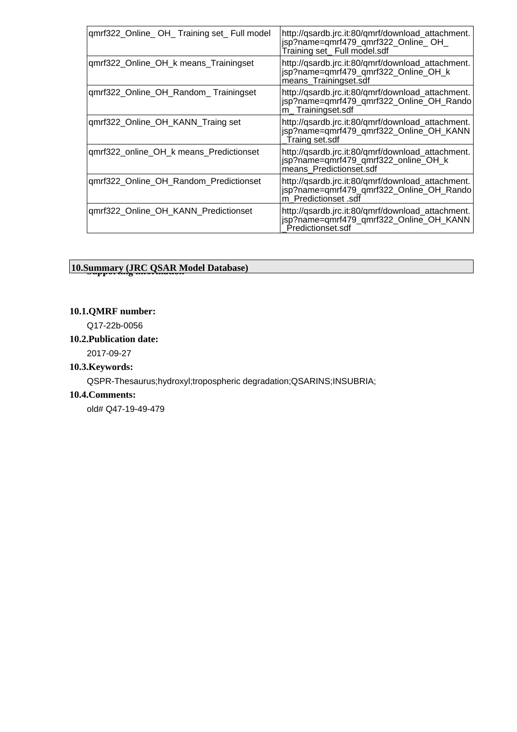| | |
|---|---|
| qmrf322_Online_ OH_ Training set_ Full model | http://qsardb.jrc.it:80/qmrf/download_attachment.jsp?name=qmrf479_qmrf322_Online_ OH_ Training set_ Full model.sdf |
| qmrf322_Online_OH_k means_Trainingset | http://qsardb.jrc.it:80/qmrf/download_attachment.jsp?name=qmrf479_qmrf322_Online_OH_k means_Trainingset.sdf |
| qmrf322_Online_OH_Random_ Trainingset | http://qsardb.jrc.it:80/qmrf/download_attachment.jsp?name=qmrf479_qmrf322_Online_OH_Random_ Trainingset.sdf |
| qmrf322_Online_OH_KANN_Traing set | http://qsardb.jrc.it:80/qmrf/download_attachment.jsp?name=qmrf479_qmrf322_Online_OH_KANN_Traing set.sdf |
| qmrf322_online_OH_k means_Predictionset | http://qsardb.jrc.it:80/qmrf/download_attachment.jsp?name=qmrf479_qmrf322_online_OH_k means_Predictionset.sdf |
| qmrf322_Online_OH_Random_Predictionset | http://qsardb.jrc.it:80/qmrf/download_attachment.jsp?name=qmrf479_qmrf322_Online_OH_Random_Predictionset .sdf |
| qmrf322_Online_OH_KANN_Predictionset | http://qsardb.jrc.it:80/qmrf/download_attachment.jsp?name=qmrf479_qmrf322_Online_OH_KANN_Predictionset.sdf |

## 10.Summary (JRC QSAR Model Database)

**10.1.QMRF number:**

Q17-22b-0056

**10.2.Publication date:**

2017-09-27

**10.3.Keywords:**

QSPR-Thesaurus;hydroxyl;tropospheric degradation;QSARINS;INSUBRIA;

**10.4.Comments:**

old# Q47-19-49-479